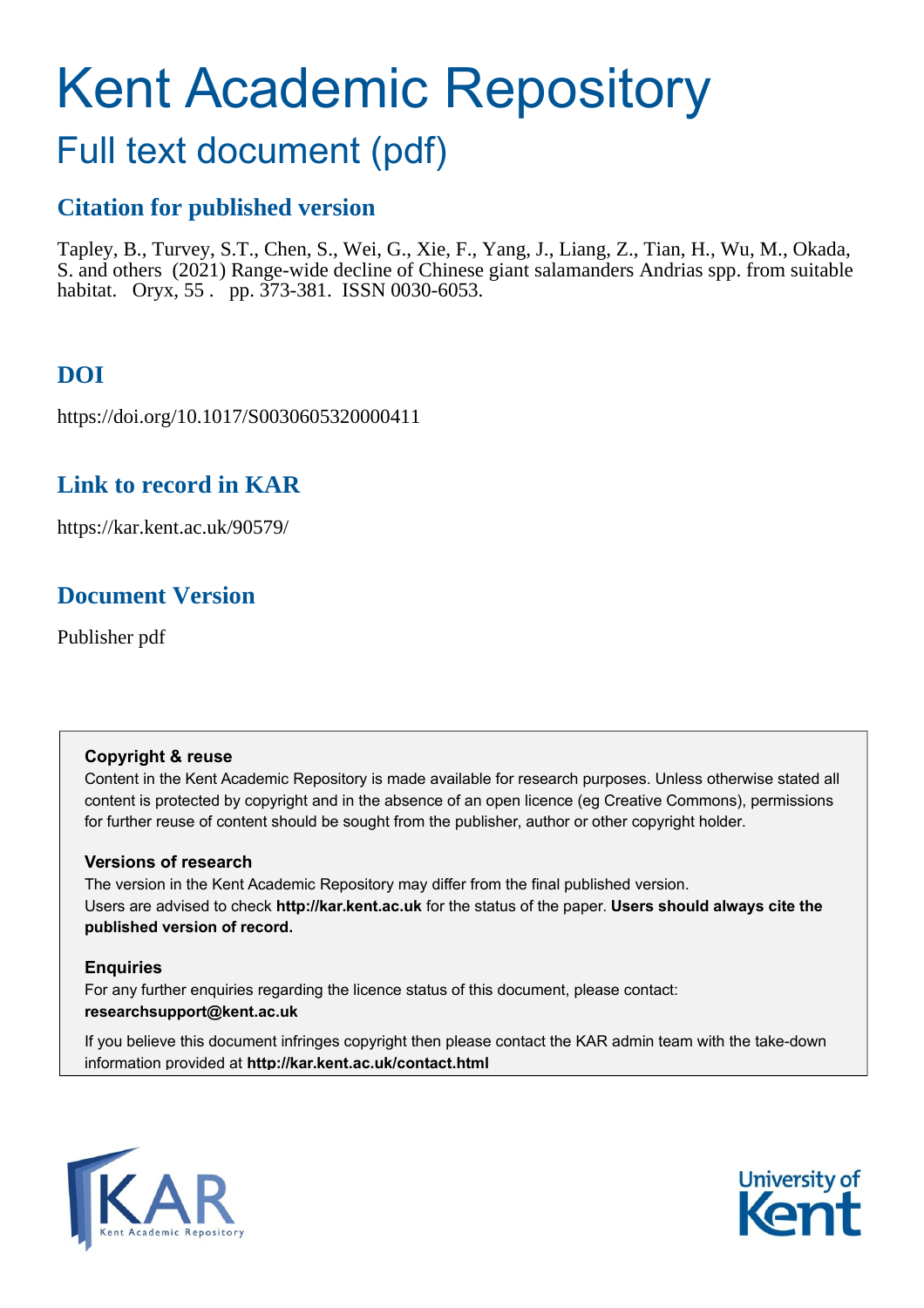# Kent Academic Repository

## Full text document (pdf)

## Citation for published version

Tapley, B., Turvey, S.T., Chen, S., Wei, G., Xie, F., Yang, J., Liang, Z., Tian, H., Wu, M., Okada, S. and others (2021) Range-wide decline of Chinese giant salamanders Andrias spp. from suitable habitat. Oryx, 55 . pp. 373-381. ISSN 0030-6053.

## DOI

https://doi.org/10.1017/S0030605320000411

## Link to record in KAR

https://kar.kent.ac.uk/90579/

## Document Version

Publisher pdf

**Copyright & reuse**

Content in the Kent Academic Repository is made available for research purposes. Unless otherwise stated all content is protected by copyright and in the absence of an open licence (eg Creative Commons), permissions for further reuse of content should be sought from the publisher, author or other copyright holder.

**Versions of research**

The version in the Kent Academic Repository may differ from the final published version.
Users are advised to check **http://kar.kent.ac.uk** for the status of the paper. **Users should always cite the published version of record.**

**Enquiries**

For any further enquiries regarding the licence status of this document, please contact:
**researchsupport@kent.ac.uk**

If you believe this document infringes copyright then please contact the KAR admin team with the take-down information provided at **http://kar.kent.ac.uk/contact.html**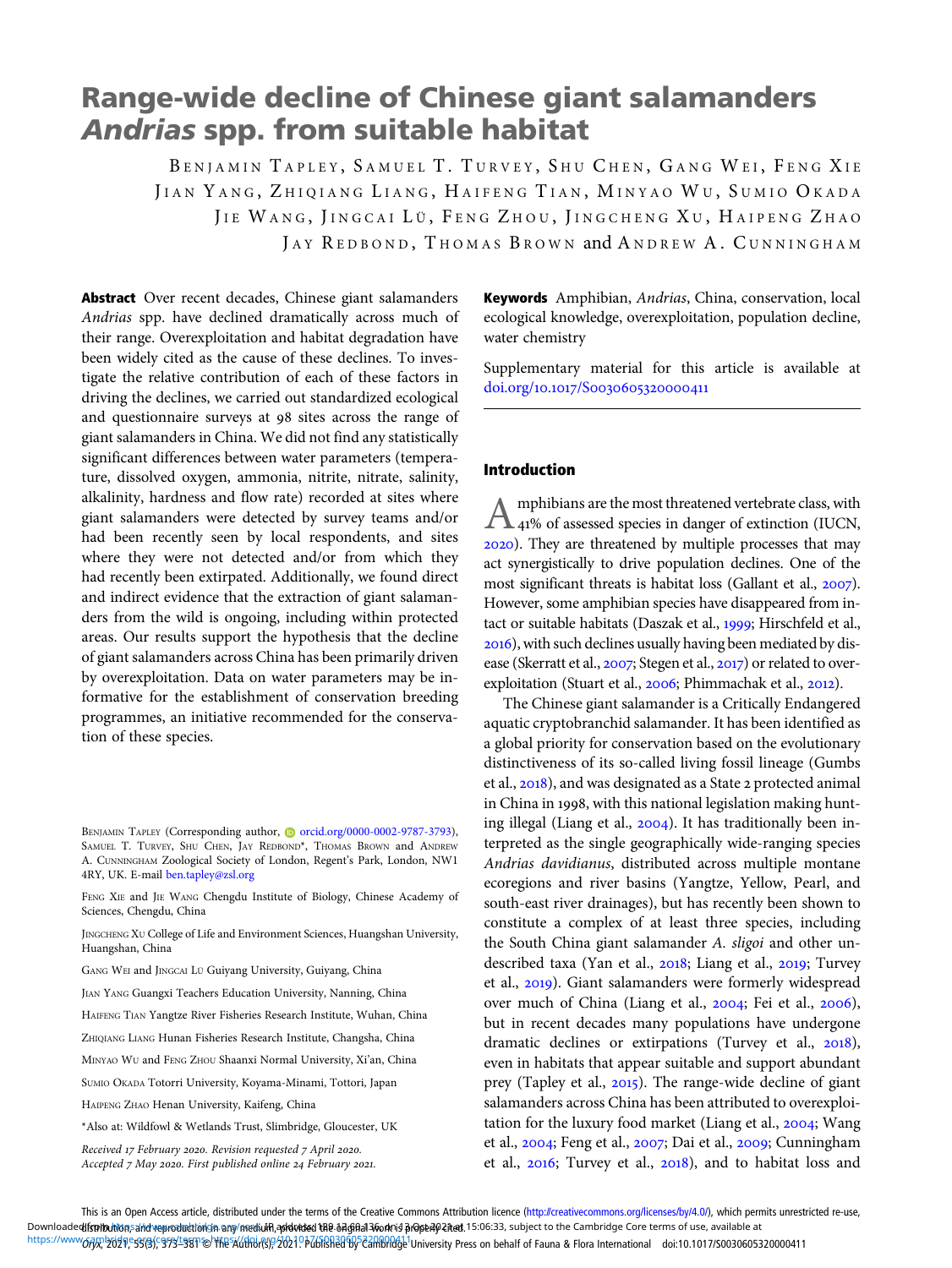# Range-wide decline of Chinese giant salamanders *Andrias* spp. from suitable habitat

Benjamin Tapley, Samuel T. Turvey, Shu Chen, Gang Wei, Feng Xie
Jian Yang, Zhiqiang Liang, Haifeng Tian, Minyao Wu, Sumio Okada
Jie Wang, Jingcai Lü, Feng Zhou, Jingcheng Xu, Haipeng Zhao
Jay Redbond, Thomas Brown and Andrew A. Cunningham

**Abstract** Over recent decades, Chinese giant salamanders *Andrias* spp. have declined dramatically across much of their range. Overexploitation and habitat degradation have been widely cited as the cause of these declines. To investigate the relative contribution of each of these factors in driving the declines, we carried out standardized ecological and questionnaire surveys at 98 sites across the range of giant salamanders in China. We did not find any statistically significant differences between water parameters (temperature, dissolved oxygen, ammonia, nitrite, nitrate, salinity, alkalinity, hardness and flow rate) recorded at sites where giant salamanders were detected by survey teams and/or had been recently seen by local respondents, and sites where they were not detected and/or from which they had recently been extirpated. Additionally, we found direct and indirect evidence that the extraction of giant salamanders from the wild is ongoing, including within protected areas. Our results support the hypothesis that the decline of giant salamanders across China has been primarily driven by overexploitation. Data on water parameters may be informative for the establishment of conservation breeding programmes, an initiative recommended for the conservation of these species.

**Keywords** Amphibian, *Andrias*, China, conservation, local ecological knowledge, overexploitation, population decline, water chemistry

Supplementary material for this article is available at doi.org/10.1017/S0030605320000411

Benjamin Tapley (Corresponding author, orcid.org/0000-0002-9787-3793), Samuel T. Turvey, Shu Chen, Jay Redbond*, Thomas Brown and Andrew A. Cunningham Zoological Society of London, Regent's Park, London, NW1 4RY, UK. E-mail ben.tapley@zsl.org

Feng Xie and Jie Wang Chengdu Institute of Biology, Chinese Academy of Sciences, Chengdu, China

Jingcheng Xu College of Life and Environment Sciences, Huangshan University, Huangshan, China

Gang Wei and Jingcai Lü Guiyang University, Guiyang, China

Jian Yang Guangxi Teachers Education University, Nanning, China

Haifeng Tian Yangtze River Fisheries Research Institute, Wuhan, China

Zhiqiang Liang Hunan Fisheries Research Institute, Changsha, China

Minyao Wu and Feng Zhou Shaanxi Normal University, Xi'an, China

Sumio Okada Totorri University, Koyama-Minami, Tottori, Japan

Haipeng Zhao Henan University, Kaifeng, China

*Also at: Wildfowl & Wetlands Trust, Slimbridge, Gloucester, UK

*Received 17 February 2020. Revision requested 7 April 2020. Accepted 7 May 2020. First published online 24 February 2021.*

## Introduction

Amphibians are the most threatened vertebrate class, with 41% of assessed species in danger of extinction (IUCN, 2020). They are threatened by multiple processes that may act synergistically to drive population declines. One of the most significant threats is habitat loss (Gallant et al., 2007). However, some amphibian species have disappeared from intact or suitable habitats (Daszak et al., 1999; Hirschfeld et al., 2016), with such declines usually having been mediated by disease (Skerratt et al., 2007; Stegen et al., 2017) or related to overexploitation (Stuart et al., 2006; Phimmachak et al., 2012).

The Chinese giant salamander is a Critically Endangered aquatic cryptobranchid salamander. It has been identified as a global priority for conservation based on the evolutionary distinctiveness of its so-called living fossil lineage (Gumbs et al., 2018), and was designated as a State 2 protected animal in China in 1998, with this national legislation making hunting illegal (Liang et al., 2004). It has traditionally been interpreted as the single geographically wide-ranging species *Andrias davidianus*, distributed across multiple montane ecoregions and river basins (Yangtze, Yellow, Pearl, and south-east river drainages), but has recently been shown to constitute a complex of at least three species, including the South China giant salamander *A. sligoi* and other undescribed taxa (Yan et al., 2018; Liang et al., 2019; Turvey et al., 2019). Giant salamanders were formerly widespread over much of China (Liang et al., 2004; Fei et al., 2006), but in recent decades many populations have undergone dramatic declines or extirpations (Turvey et al., 2018), even in habitats that appear suitable and support abundant prey (Tapley et al., 2015). The range-wide decline of giant salamanders across China has been attributed to overexploitation for the luxury food market (Liang et al., 2004; Wang et al., 2004; Feng et al., 2007; Dai et al., 2009; Cunningham et al., 2016; Turvey et al., 2018), and to habitat loss and

This is an Open Access article, distributed under the terms of the Creative Commons Attribution licence (http://creativecommons.org/licenses/by/4.0/), which permits unrestricted re-use, distribution, and reproduction in any medium, provided the original work is properly cited.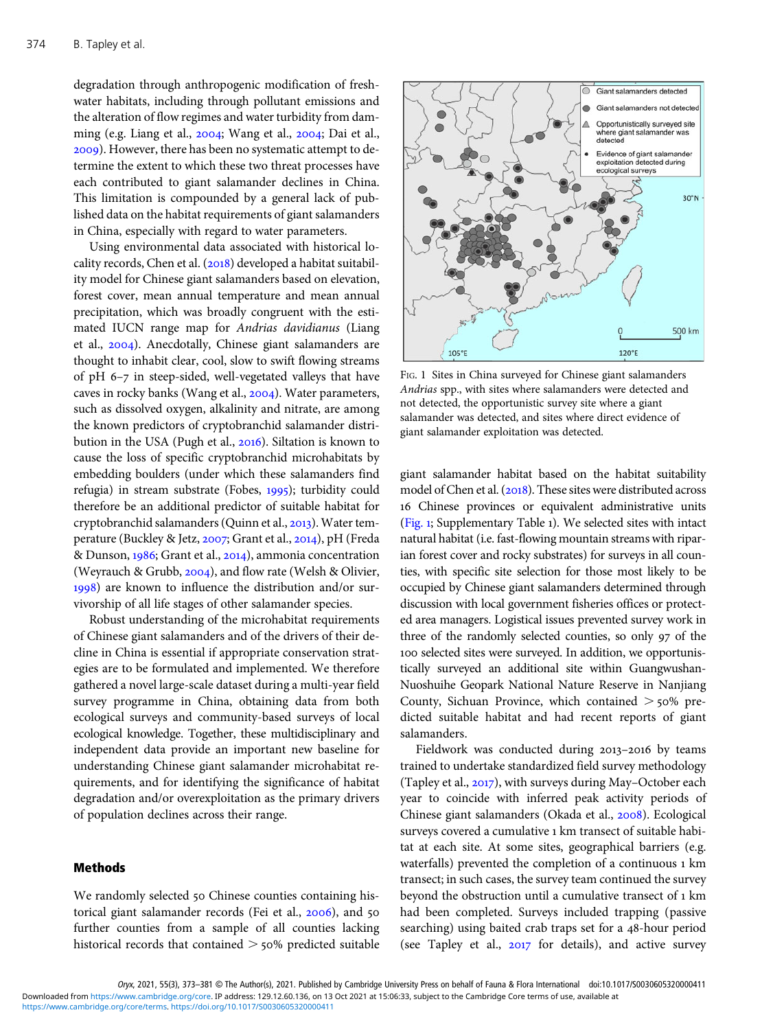degradation through anthropogenic modification of freshwater habitats, including through pollutant emissions and the alteration of flow regimes and water turbidity from damming (e.g. Liang et al., 2004; Wang et al., 2004; Dai et al., 2009). However, there has been no systematic attempt to determine the extent to which these two threat processes have each contributed to giant salamander declines in China. This limitation is compounded by a general lack of published data on the habitat requirements of giant salamanders in China, especially with regard to water parameters.

Using environmental data associated with historical locality records, Chen et al. (2018) developed a habitat suitability model for Chinese giant salamanders based on elevation, forest cover, mean annual temperature and mean annual precipitation, which was broadly congruent with the estimated IUCN range map for *Andrias davidianus* (Liang et al., 2004). Anecdotally, Chinese giant salamanders are thought to inhabit clear, cool, slow to swift flowing streams of pH 6–7 in steep-sided, well-vegetated valleys that have caves in rocky banks (Wang et al., 2004). Water parameters, such as dissolved oxygen, alkalinity and nitrate, are among the known predictors of cryptobranchid salamander distribution in the USA (Pugh et al., 2016). Siltation is known to cause the loss of specific cryptobranchid microhabitats by embedding boulders (under which these salamanders find refugia) in stream substrate (Fobes, 1995); turbidity could therefore be an additional predictor of suitable habitat for cryptobranchid salamanders (Quinn et al., 2013). Water temperature (Buckley & Jetz, 2007; Grant et al., 2014), pH (Freda & Dunson, 1986; Grant et al., 2014), ammonia concentration (Weyrauch & Grubb, 2004), and flow rate (Welsh & Olivier, 1998) are known to influence the distribution and/or survivorship of all life stages of other salamander species.

Robust understanding of the microhabitat requirements of Chinese giant salamanders and of the drivers of their decline in China is essential if appropriate conservation strategies are to be formulated and implemented. We therefore gathered a novel large-scale dataset during a multi-year field survey programme in China, obtaining data from both ecological surveys and community-based surveys of local ecological knowledge. Together, these multidisciplinary and independent data provide an important new baseline for understanding Chinese giant salamander microhabitat requirements, and for identifying the significance of habitat degradation and/or overexploitation as the primary drivers of population declines across their range.

## Methods

We randomly selected 50 Chinese counties containing historical giant salamander records (Fei et al., 2006), and 50 further counties from a sample of all counties lacking historical records that contained > 50% predicted suitable giant salamander habitat based on the habitat suitability model of Chen et al. (2018). These sites were distributed across 16 Chinese provinces or equivalent administrative units (Fig. 1; Supplementary Table 1). We selected sites with intact natural habitat (i.e. fast-flowing mountain streams with riparian forest cover and rocky substrates) for surveys in all counties, with specific site selection for those most likely to be occupied by Chinese giant salamanders determined through discussion with local government fisheries offices or protected area managers. Logistical issues prevented survey work in three of the randomly selected counties, so only 97 of the 100 selected sites were surveyed. In addition, we opportunistically surveyed an additional site within Guangwushan-Nuoshuihe Geopark National Nature Reserve in Nanjiang County, Sichuan Province, which contained > 50% predicted suitable habitat and had recent reports of giant salamanders.

Fig. 1 Sites in China surveyed for Chinese giant salamanders *Andrias* spp., with sites where salamanders were detected and not detected, the opportunistic survey site where a giant salamander was detected, and sites where direct evidence of giant salamander exploitation was detected.

Fieldwork was conducted during 2013–2016 by teams trained to undertake standardized field survey methodology (Tapley et al., 2017), with surveys during May–October each year to coincide with inferred peak activity periods of Chinese giant salamanders (Okada et al., 2008). Ecological surveys covered a cumulative 1 km transect of suitable habitat at each site. At some sites, geographical barriers (e.g. waterfalls) prevented the completion of a continuous 1 km transect; in such cases, the survey team continued the survey beyond the obstruction until a cumulative transect of 1 km had been completed. Surveys included trapping (passive searching) using baited crab traps set for a 48-hour period (see Tapley et al., 2017 for details), and active survey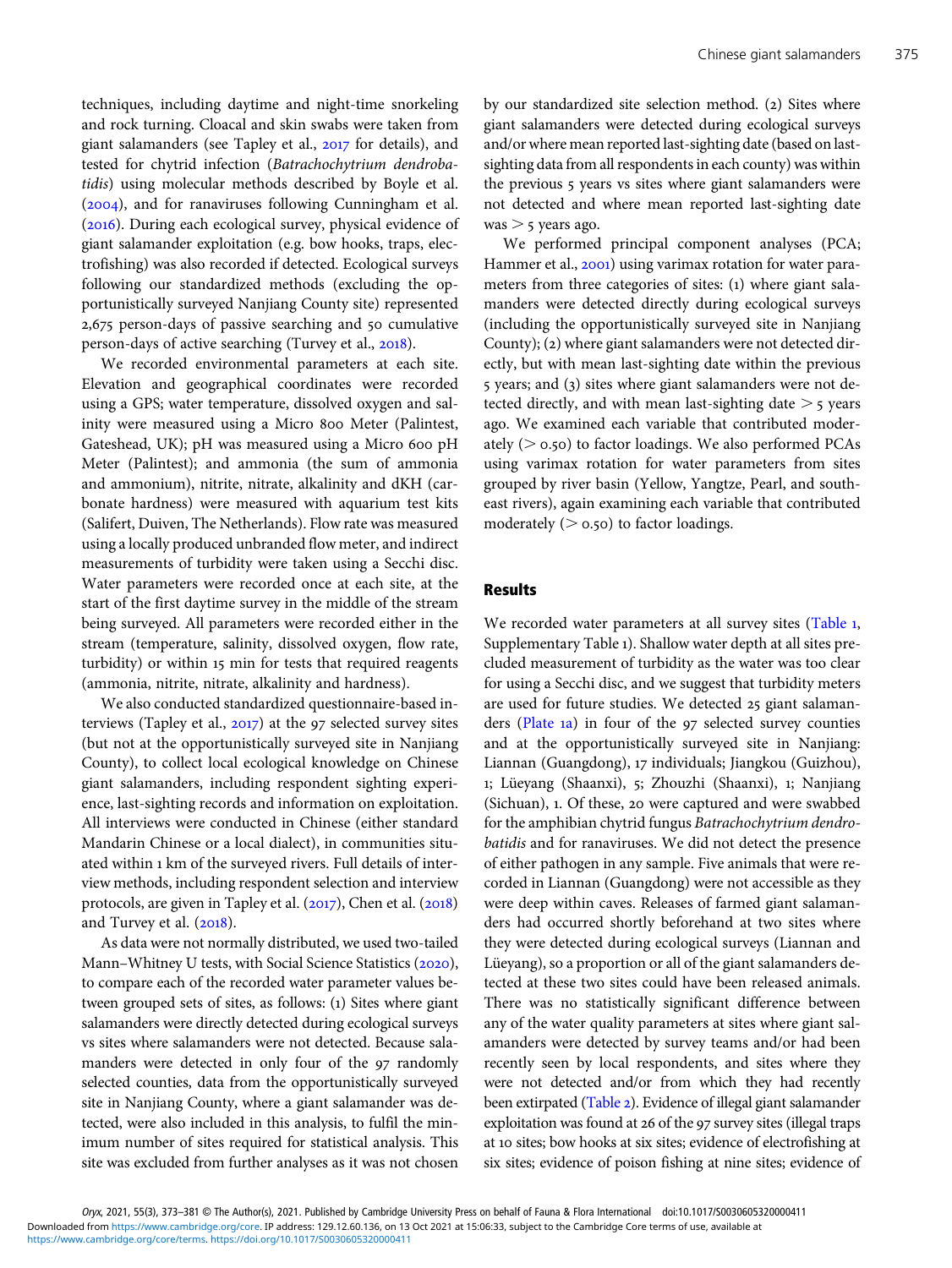techniques, including daytime and night-time snorkeling and rock turning. Cloacal and skin swabs were taken from giant salamanders (see Tapley et al., 2017 for details), and tested for chytrid infection (*Batrachochytrium dendrobatidis*) using molecular methods described by Boyle et al. (2004), and for ranaviruses following Cunningham et al. (2016). During each ecological survey, physical evidence of giant salamander exploitation (e.g. bow hooks, traps, electrofishing) was also recorded if detected. Ecological surveys following our standardized methods (excluding the opportunistically surveyed Nanjiang County site) represented 2,675 person-days of passive searching and 50 cumulative person-days of active searching (Turvey et al., 2018).

We recorded environmental parameters at each site. Elevation and geographical coordinates were recorded using a GPS; water temperature, dissolved oxygen and salinity were measured using a Micro 800 Meter (Palintest, Gateshead, UK); pH was measured using a Micro 600 pH Meter (Palintest); and ammonia (the sum of ammonia and ammonium), nitrite, nitrate, alkalinity and dKH (carbonate hardness) were measured with aquarium test kits (Salifert, Duiven, The Netherlands). Flow rate was measured using a locally produced unbranded flow meter, and indirect measurements of turbidity were taken using a Secchi disc. Water parameters were recorded once at each site, at the start of the first daytime survey in the middle of the stream being surveyed. All parameters were recorded either in the stream (temperature, salinity, dissolved oxygen, flow rate, turbidity) or within 15 min for tests that required reagents (ammonia, nitrite, nitrate, alkalinity and hardness).

We also conducted standardized questionnaire-based interviews (Tapley et al., 2017) at the 97 selected survey sites (but not at the opportunistically surveyed site in Nanjiang County), to collect local ecological knowledge on Chinese giant salamanders, including respondent sighting experience, last-sighting records and information on exploitation. All interviews were conducted in Chinese (either standard Mandarin Chinese or a local dialect), in communities situated within 1 km of the surveyed rivers. Full details of interview methods, including respondent selection and interview protocols, are given in Tapley et al. (2017), Chen et al. (2018) and Turvey et al. (2018).

As data were not normally distributed, we used two-tailed Mann–Whitney U tests, with Social Science Statistics (2020), to compare each of the recorded water parameter values between grouped sets of sites, as follows: (1) Sites where giant salamanders were directly detected during ecological surveys vs sites where salamanders were not detected. Because salamanders were detected in only four of the 97 randomly selected counties, data from the opportunistically surveyed site in Nanjiang County, where a giant salamander was detected, were also included in this analysis, to fulfil the minimum number of sites required for statistical analysis. This site was excluded from further analyses as it was not chosen by our standardized site selection method. (2) Sites where giant salamanders were detected during ecological surveys and/or where mean reported last-sighting date (based on last-sighting data from all respondents in each county) was within the previous 5 years vs sites where giant salamanders were not detected and where mean reported last-sighting date was $> 5$ years ago.

We performed principal component analyses (PCA; Hammer et al., 2001) using varimax rotation for water parameters from three categories of sites: (1) where giant salamanders were detected directly during ecological surveys (including the opportunistically surveyed site in Nanjiang County); (2) where giant salamanders were not detected directly, but with mean last-sighting date within the previous 5 years; and (3) sites where giant salamanders were not detected directly, and with mean last-sighting date $> 5$ years ago. We examined each variable that contributed moderately ($> 0.50$) to factor loadings. We also performed PCAs using varimax rotation for water parameters from sites grouped by river basin (Yellow, Yangtze, Pearl, and southeast rivers), again examining each variable that contributed moderately ($> 0.50$) to factor loadings.

## Results

We recorded water parameters at all survey sites (Table 1, Supplementary Table 1). Shallow water depth at all sites precluded measurement of turbidity as the water was too clear for using a Secchi disc, and we suggest that turbidity meters are used for future studies. We detected 25 giant salamanders (Plate 1a) in four of the 97 selected survey counties and at the opportunistically surveyed site in Nanjiang: Liannan (Guangdong), 17 individuals; Jiangkou (Guizhou), 1; Lüeyang (Shaanxi), 5; Zhouzhi (Shaanxi), 1; Nanjiang (Sichuan), 1. Of these, 20 were captured and were swabbed for the amphibian chytrid fungus *Batrachochytrium dendrobatidis* and for ranaviruses. We did not detect the presence of either pathogen in any sample. Five animals that were recorded in Liannan (Guangdong) were not accessible as they were deep within caves. Releases of farmed giant salamanders had occurred shortly beforehand at two sites where they were detected during ecological surveys (Liannan and Lüeyang), so a proportion or all of the giant salamanders detected at these two sites could have been released animals. There was no statistically significant difference between any of the water quality parameters at sites where giant salamanders were detected by survey teams and/or had been recently seen by local respondents, and sites where they were not detected and/or from which they had recently been extirpated (Table 2). Evidence of illegal giant salamander exploitation was found at 26 of the 97 survey sites (illegal traps at 10 sites; bow hooks at six sites; evidence of electrofishing at six sites; evidence of poison fishing at nine sites; evidence of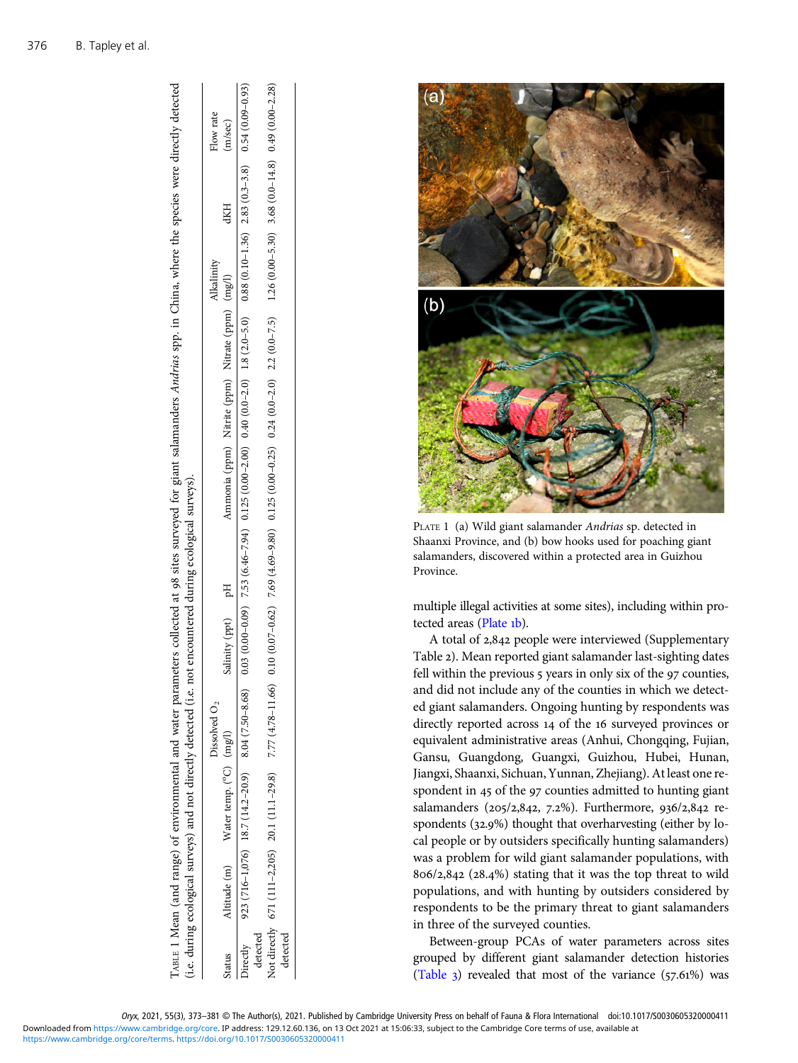TABLE 1 Mean (and range) of environmental and water parameters collected at 98 sites surveyed for giant salamanders *Andrias* spp. in China, where the species were directly detected (i.e. during ecological surveys) and not directly detected (i.e. not encountered during ecological surveys).

| Status | Altitude (m) | Water temp. (°C) | Dissolved $O_2$ (mg/l) | Salinity (ppt) | pH | Ammonia (ppm) | Nitrite (ppm) | Nitrate (ppm) | Alkalinity (mg/l) | dKH | Flow rate (m/sec) |
|---|---|---|---|---|---|---|---|---|---|---|---|
| Directly detected | 923 (716–1,076) | 18.7 (14.2–20.9) | 8.04 (7.50–8.68) | 0.03 (0.00–0.09) | 7.53 (6.46–7.94) | 0.125 (0.00–2.00) | 0.40 (0.0–2.0) | 1.8 (2.0–5.0) | 0.88 (0.10–1.36) | 2.83 (0.3–3.8) | 0.54 (0.09–0.93) |
| Not directly detected | 671 (111–2,205) | 20.1 (11.1–29.8) | 7.77 (4.78–11.66) | 0.10 (0.07–0.62) | 7.69 (4.69–9.80) | 0.125 (0.00–0.25) | 0.24 (0.0–2.0) | 2.2 (0.0–7.5) | 1.26 (0.00–5.30) | 3.68 (0.0–14.8) | 0.49 (0.00–2.28) |

PLATE 1 (a) Wild giant salamander *Andrias* sp. detected in Shaanxi Province, and (b) bow hooks used for poaching giant salamanders, discovered within a protected area in Guizhou Province.

multiple illegal activities at some sites), including within protected areas (Plate 1b).

A total of 2,842 people were interviewed (Supplementary Table 2). Mean reported giant salamander last-sighting dates fell within the previous 5 years in only six of the 97 counties, and did not include any of the counties in which we detected giant salamanders. Ongoing hunting by respondents was directly reported across 14 of the 16 surveyed provinces or equivalent administrative areas (Anhui, Chongqing, Fujian, Gansu, Guangdong, Guangxi, Guizhou, Hubei, Hunan, Jiangxi, Shaanxi, Sichuan, Yunnan, Zhejiang). At least one respondent in 45 of the 97 counties admitted to hunting giant salamanders (205/2,842, 7.2%). Furthermore, 936/2,842 respondents (32.9%) thought that overharvesting (either by local people or by outsiders specifically hunting salamanders) was a problem for wild giant salamander populations, with 806/2,842 (28.4%) stating that it was the top threat to wild populations, and with hunting by outsiders considered by respondents to be the primary threat to giant salamanders in three of the surveyed counties.

Between-group PCAs of water parameters across sites grouped by different giant salamander detection histories (Table 3) revealed that most of the variance (57.61%) was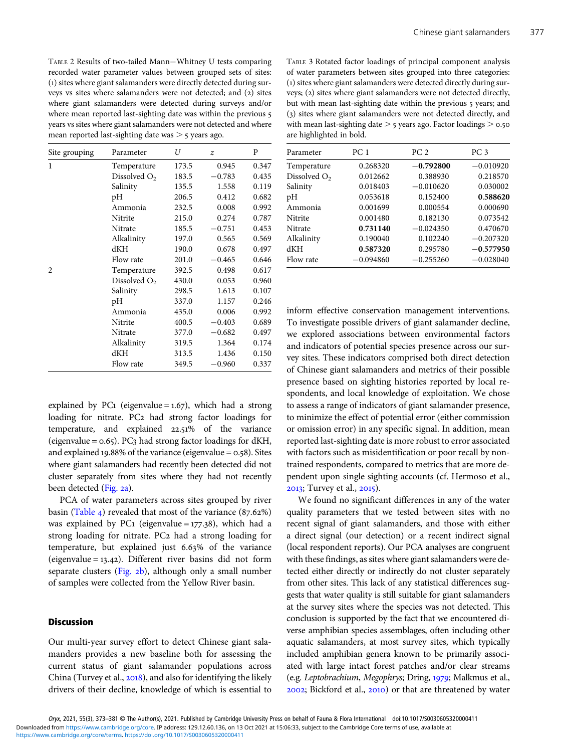TABLE 2 Results of two-tailed Mann−Whitney U tests comparing recorded water parameter values between grouped sets of sites: (1) sites where giant salamanders were directly detected during surveys vs sites where salamanders were not detected; and (2) sites where giant salamanders were detected during surveys and/or where mean reported last-sighting date was within the previous 5 years vs sites where giant salamanders were not detected and where mean reported last-sighting date was > 5 years ago.

| Site grouping | Parameter | *U* | *z* | P |
|---|---|---|---|---|
| 1 | Temperature | 173.5 | 0.945 | 0.347 |
| | Dissolved $O_2$ | 183.5 | −0.783 | 0.435 |
| | Salinity | 135.5 | 1.558 | 0.119 |
| | pH | 206.5 | 0.412 | 0.682 |
| | Ammonia | 232.5 | 0.008 | 0.992 |
| | Nitrite | 215.0 | 0.274 | 0.787 |
| | Nitrate | 185.5 | −0.751 | 0.453 |
| | Alkalinity | 197.0 | 0.565 | 0.569 |
| | dKH | 190.0 | 0.678 | 0.497 |
| | Flow rate | 201.0 | −0.465 | 0.646 |
| 2 | Temperature | 392.5 | 0.498 | 0.617 |
| | Dissolved $O_2$ | 430.0 | 0.053 | 0.960 |
| | Salinity | 298.5 | 1.613 | 0.107 |
| | pH | 337.0 | 1.157 | 0.246 |
| | Ammonia | 435.0 | 0.006 | 0.992 |
| | Nitrite | 400.5 | −0.403 | 0.689 |
| | Nitrate | 377.0 | −0.682 | 0.497 |
| | Alkalinity | 319.5 | 1.364 | 0.174 |
| | dKH | 313.5 | 1.436 | 0.150 |
| | Flow rate | 349.5 | −0.960 | 0.337 |

TABLE 3 Rotated factor loadings of principal component analysis of water parameters between sites grouped into three categories: (1) sites where giant salamanders were detected directly during surveys; (2) sites where giant salamanders were not detected directly, but with mean last-sighting date within the previous 5 years; and (3) sites where giant salamanders were not detected directly, and with mean last-sighting date > 5 years ago. Factor loadings > 0.50 are highlighted in bold.

| Parameter | PC 1 | PC 2 | PC 3 |
|---|---|---|---|
| Temperature | 0.268320 | **−0.792800** | −0.010920 |
| Dissolved $O_2$ | 0.012662 | 0.388930 | 0.218570 |
| Salinity | 0.018403 | −0.010620 | 0.030002 |
| pH | 0.053618 | 0.152400 | **0.588620** |
| Ammonia | 0.001699 | 0.000554 | 0.000690 |
| Nitrite | 0.001480 | 0.182130 | 0.073542 |
| Nitrate | **0.731140** | −0.024350 | 0.470670 |
| Alkalinity | 0.190040 | 0.102240 | −0.207320 |
| dKH | **0.587320** | 0.295780 | **−0.577950** |
| Flow rate | −0.094860 | −0.255260 | −0.028040 |

explained by PC1 (eigenvalue = 1.67), which had a strong loading for nitrate. PC2 had strong factor loadings for temperature, and explained 22.51% of the variance (eigenvalue = 0.65). PC3 had strong factor loadings for dKH, and explained 19.88% of the variance (eigenvalue = 0.58). Sites where giant salamanders had recently been detected did not cluster separately from sites where they had not recently been detected (Fig. 2a).

PCA of water parameters across sites grouped by river basin (Table 4) revealed that most of the variance (87.62%) was explained by PC1 (eigenvalue = 177.38), which had a strong loading for nitrate. PC2 had a strong loading for temperature, but explained just 6.63% of the variance (eigenvalue = 13.42). Different river basins did not form separate clusters (Fig. 2b), although only a small number of samples were collected from the Yellow River basin.

## Discussion

Our multi-year survey effort to detect Chinese giant salamanders provides a new baseline both for assessing the current status of giant salamander populations across China (Turvey et al., 2018), and also for identifying the likely drivers of their decline, knowledge of which is essential to inform effective conservation management interventions. To investigate possible drivers of giant salamander decline, we explored associations between environmental factors and indicators of potential species presence across our survey sites. These indicators comprised both direct detection of Chinese giant salamanders and metrics of their possible presence based on sighting histories reported by local respondents, and local knowledge of exploitation. We chose to assess a range of indicators of giant salamander presence, to minimize the effect of potential error (either commission or omission error) in any specific signal. In addition, mean reported last-sighting date is more robust to error associated with factors such as misidentification or poor recall by non-trained respondents, compared to metrics that are more dependent upon single sighting accounts (cf. Hermoso et al., 2013; Turvey et al., 2015).

We found no significant differences in any of the water quality parameters that we tested between sites with no recent signal of giant salamanders, and those with either a direct signal (our detection) or a recent indirect signal (local respondent reports). Our PCA analyses are congruent with these findings, as sites where giant salamanders were detected either directly or indirectly do not cluster separately from other sites. This lack of any statistical differences suggests that water quality is still suitable for giant salamanders at the survey sites where the species was not detected. This conclusion is supported by the fact that we encountered diverse amphibian species assemblages, often including other aquatic salamanders, at most survey sites, which typically included amphibian genera known to be primarily associated with large intact forest patches and/or clear streams (e.g. *Leptobrachium*, *Megophrys*; Dring, 1979; Malkmus et al., 2002; Bickford et al., 2010) or that are threatened by water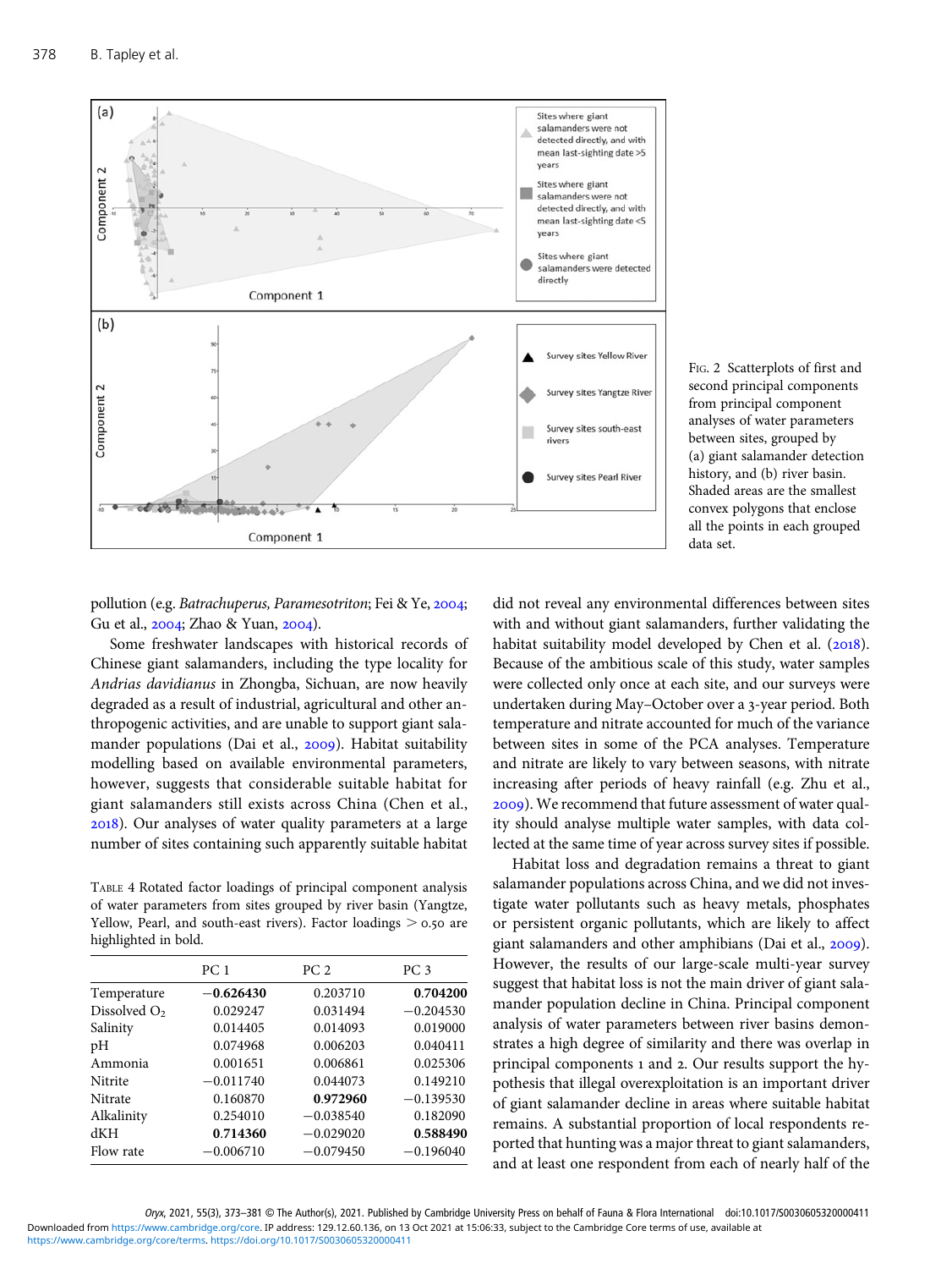FIG. 2 Scatterplots of first and second principal components from principal component analyses of water parameters between sites, grouped by (a) giant salamander detection history, and (b) river basin. Shaded areas are the smallest convex polygons that enclose all the points in each grouped data set.

pollution (e.g. *Batrachuperus, Paramesotriton*; Fei & Ye, 2004; Gu et al., 2004; Zhao & Yuan, 2004).

Some freshwater landscapes with historical records of Chinese giant salamanders, including the type locality for *Andrias davidianus* in Zhongba, Sichuan, are now heavily degraded as a result of industrial, agricultural and other anthropogenic activities, and are unable to support giant salamander populations (Dai et al., 2009). Habitat suitability modelling based on available environmental parameters, however, suggests that considerable suitable habitat for giant salamanders still exists across China (Chen et al., 2018). Our analyses of water quality parameters at a large number of sites containing such apparently suitable habitat did not reveal any environmental differences between sites with and without giant salamanders, further validating the habitat suitability model developed by Chen et al. (2018). Because of the ambitious scale of this study, water samples were collected only once at each site, and our surveys were undertaken during May–October over a 3-year period. Both temperature and nitrate accounted for much of the variance between sites in some of the PCA analyses. Temperature and nitrate are likely to vary between seasons, with nitrate increasing after periods of heavy rainfall (e.g. Zhu et al., 2009). We recommend that future assessment of water quality should analyse multiple water samples, with data collected at the same time of year across survey sites if possible.

TABLE 4 Rotated factor loadings of principal component analysis of water parameters from sites grouped by river basin (Yangtze, Yellow, Pearl, and south-east rivers). Factor loadings > 0.50 are highlighted in bold.

| | PC 1 | PC 2 | PC 3 |
|---|---|---|---|
| Temperature | **−0.626430** | 0.203710 | **0.704200** |
| Dissolved $O_2$ | 0.029247 | 0.031494 | −0.204530 |
| Salinity | 0.014405 | 0.014093 | 0.019000 |
| pH | 0.074968 | 0.006203 | 0.040411 |
| Ammonia | 0.001651 | 0.006861 | 0.025306 |
| Nitrite | −0.011740 | 0.044073 | 0.149210 |
| Nitrate | 0.160870 | **0.972960** | −0.139530 |
| Alkalinity | 0.254010 | −0.038540 | 0.182090 |
| dKH | **0.714360** | −0.029020 | **0.588490** |
| Flow rate | −0.006710 | −0.079450 | −0.196040 |

Habitat loss and degradation remains a threat to giant salamander populations across China, and we did not investigate water pollutants such as heavy metals, phosphates or persistent organic pollutants, which are likely to affect giant salamanders and other amphibians (Dai et al., 2009). However, the results of our large-scale multi-year survey suggest that habitat loss is not the main driver of giant salamander population decline in China. Principal component analysis of water parameters between river basins demonstrates a high degree of similarity and there was overlap in principal components 1 and 2. Our results support the hypothesis that illegal overexploitation is an important driver of giant salamander decline in areas where suitable habitat remains. A substantial proportion of local respondents reported that hunting was a major threat to giant salamanders, and at least one respondent from each of nearly half of the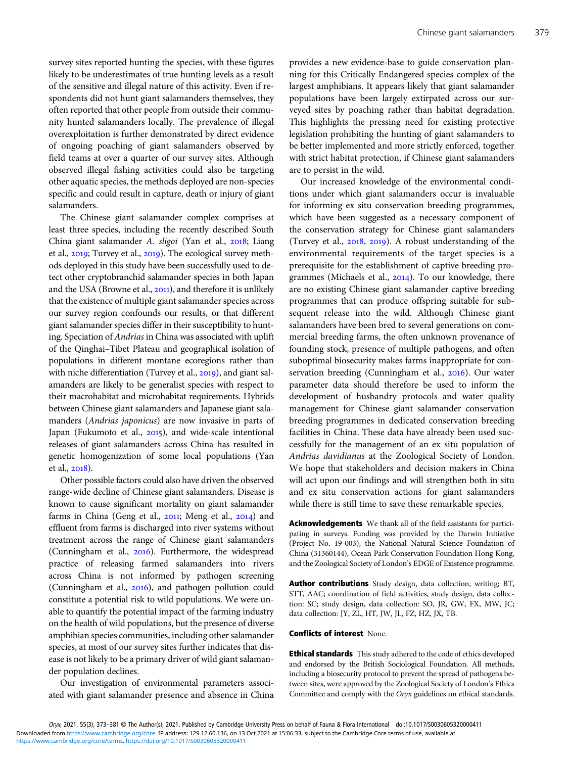survey sites reported hunting the species, with these figures likely to be underestimates of true hunting levels as a result of the sensitive and illegal nature of this activity. Even if respondents did not hunt giant salamanders themselves, they often reported that other people from outside their community hunted salamanders locally. The prevalence of illegal overexploitation is further demonstrated by direct evidence of ongoing poaching of giant salamanders observed by field teams at over a quarter of our survey sites. Although observed illegal fishing activities could also be targeting other aquatic species, the methods deployed are non-species specific and could result in capture, death or injury of giant salamanders.

The Chinese giant salamander complex comprises at least three species, including the recently described South China giant salamander *A. sligoi* (Yan et al., 2018; Liang et al., 2019; Turvey et al., 2019). The ecological survey methods deployed in this study have been successfully used to detect other cryptobranchid salamander species in both Japan and the USA (Browne et al., 2011), and therefore it is unlikely that the existence of multiple giant salamander species across our survey region confounds our results, or that different giant salamander species differ in their susceptibility to hunting. Speciation of *Andrias* in China was associated with uplift of the Qinghai–Tibet Plateau and geographical isolation of populations in different montane ecoregions rather than with niche differentiation (Turvey et al., 2019), and giant salamanders are likely to be generalist species with respect to their macrohabitat and microhabitat requirements. Hybrids between Chinese giant salamanders and Japanese giant salamanders (*Andrias japonicus*) are now invasive in parts of Japan (Fukumoto et al., 2015), and wide-scale intentional releases of giant salamanders across China has resulted in genetic homogenization of some local populations (Yan et al., 2018).

Other possible factors could also have driven the observed range-wide decline of Chinese giant salamanders. Disease is known to cause significant mortality on giant salamander farms in China (Geng et al., 2011; Meng et al., 2014) and effluent from farms is discharged into river systems without treatment across the range of Chinese giant salamanders (Cunningham et al., 2016). Furthermore, the widespread practice of releasing farmed salamanders into rivers across China is not informed by pathogen screening (Cunningham et al., 2016), and pathogen pollution could constitute a potential risk to wild populations. We were unable to quantify the potential impact of the farming industry on the health of wild populations, but the presence of diverse amphibian species communities, including other salamander species, at most of our survey sites further indicates that disease is not likely to be a primary driver of wild giant salamander population declines.

Our investigation of environmental parameters associated with giant salamander presence and absence in China provides a new evidence-base to guide conservation planning for this Critically Endangered species complex of the largest amphibians. It appears likely that giant salamander populations have been largely extirpated across our surveyed sites by poaching rather than habitat degradation. This highlights the pressing need for existing protective legislation prohibiting the hunting of giant salamanders to be better implemented and more strictly enforced, together with strict habitat protection, if Chinese giant salamanders are to persist in the wild.

Our increased knowledge of the environmental conditions under which giant salamanders occur is invaluable for informing ex situ conservation breeding programmes, which have been suggested as a necessary component of the conservation strategy for Chinese giant salamanders (Turvey et al., 2018, 2019). A robust understanding of the environmental requirements of the target species is a prerequisite for the establishment of captive breeding programmes (Michaels et al., 2014). To our knowledge, there are no existing Chinese giant salamander captive breeding programmes that can produce offspring suitable for subsequent release into the wild. Although Chinese giant salamanders have been bred to several generations on commercial breeding farms, the often unknown provenance of founding stock, presence of multiple pathogens, and often suboptimal biosecurity makes farms inappropriate for conservation breeding (Cunningham et al., 2016). Our water parameter data should therefore be used to inform the development of husbandry protocols and water quality management for Chinese giant salamander conservation breeding programmes in dedicated conservation breeding facilities in China. These data have already been used successfully for the management of an ex situ population of *Andrias davidianus* at the Zoological Society of London. We hope that stakeholders and decision makers in China will act upon our findings and will strengthen both in situ and ex situ conservation actions for giant salamanders while there is still time to save these remarkable species.

**Acknowledgements** We thank all of the field assistants for participating in surveys. Funding was provided by the Darwin Initiative (Project No. 19-003), the National Natural Science Foundation of China (31360144), Ocean Park Conservation Foundation Hong Kong, and the Zoological Society of London's EDGE of Existence programme.

**Author contributions** Study design, data collection, writing; BT, STT, AAC; coordination of field activities, study design, data collection: SC; study design, data collection: SO, JR, GW, FX, MW, JC; data collection: JY, ZL, HT, JW, JL, FZ, HZ, JX, TB.

**Conflicts of interest** None.

**Ethical standards** This study adhered to the code of ethics developed and endorsed by the British Sociological Foundation. All methods, including a biosecurity protocol to prevent the spread of pathogens between sites, were approved by the Zoological Society of London's Ethics Committee and comply with the *Oryx* guidelines on ethical standards.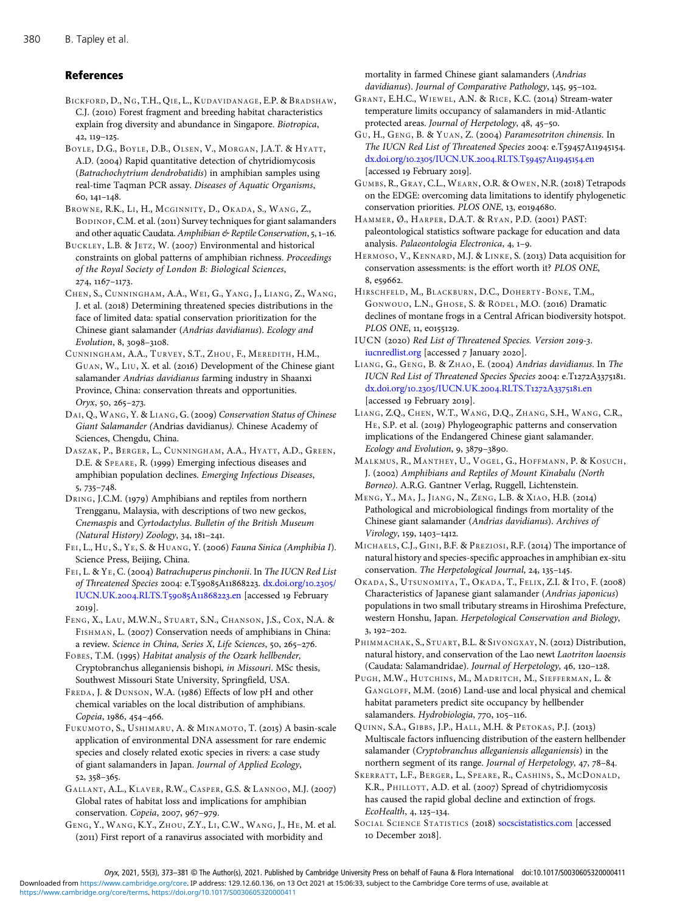## References

Bickford, D., Ng, T.H., Qie, L., Kudavidanage, E.P. & Bradshaw, C.J. (2010) Forest fragment and breeding habitat characteristics explain frog diversity and abundance in Singapore. *Biotropica*, 42, 119–125.

Boyle, D.G., Boyle, D.B., Olsen, V., Morgan, J.A.T. & Hyatt, A.D. (2004) Rapid quantitative detection of chytridiomycosis (*Batrachochytrium dendrobatidis*) in amphibian samples using real-time Taqman PCR assay. *Diseases of Aquatic Organisms*, 60, 141–148.

Browne, R.K., Li, H., Mcginnity, D., Okada, S., Wang, Z., Bodinof, C.M. et al. (2011) Survey techniques for giant salamanders and other aquatic Caudata. *Amphibian & Reptile Conservation*, 5, 1–16.

Buckley, L.B. & Jetz, W. (2007) Environmental and historical constraints on global patterns of amphibian richness. *Proceedings of the Royal Society of London B: Biological Sciences*, 274, 1167–1173.

Chen, S., Cunningham, A.A., Wei, G., Yang, J., Liang, Z., Wang, J. et al. (2018) Determining threatened species distributions in the face of limited data: spatial conservation prioritization for the Chinese giant salamander (*Andrias davidianus*). *Ecology and Evolution*, 8, 3098–3108.

Cunningham, A.A., Turvey, S.T., Zhou, F., Meredith, H.M., Guan, W., Liu, X. et al. (2016) Development of the Chinese giant salamander *Andrias davidianus* farming industry in Shaanxi Province, China: conservation threats and opportunities. *Oryx*, 50, 265–273.

Dai, Q., Wang, Y. & Liang, G. (2009) *Conservation Status of Chinese Giant Salamander (*Andrias davidianus*).* Chinese Academy of Sciences, Chengdu, China.

Daszak, P., Berger, L., Cunningham, A.A., Hyatt, A.D., Green, D.E. & Speare, R. (1999) Emerging infectious diseases and amphibian population declines. *Emerging Infectious Diseases*, 5, 735–748.

Dring, J.C.M. (1979) Amphibians and reptiles from northern Trengganu, Malaysia, with descriptions of two new geckos, *Cnemaspis* and *Cyrtodactylus*. *Bulletin of the British Museum (Natural History) Zoology*, 34, 181–241.

Fei, L., Hu, S., Ye, S. & Huang, Y. (2006) *Fauna Sinica (Amphibia I)*. Science Press, Beijing, China.

Fei, L. & Ye, C. (2004) *Batrachuperus pinchonii*. In *The IUCN Red List of Threatened Species* 2004: e.T59085A11868223. dx.doi.org/10.2305/IUCN.UK.2004.RLTS.T59085A11868223.en [accessed 19 February 2019].

Feng, X., Lau, M.W.N., Stuart, S.N., Chanson, J.S., Cox, N.A. & Fishman, L. (2007) Conservation needs of amphibians in China: a review. *Science in China, Series X, Life Sciences*, 50, 265–276.

Fobes, T.M. (1995) *Habitat analysis of the Ozark hellbender,* Cryptobranchus alleganiensis bishopi, *in Missouri*. MSc thesis, Southwest Missouri State University, Springfield, USA.

Freda, J. & Dunson, W.A. (1986) Effects of low pH and other chemical variables on the local distribution of amphibians. *Copeia*, 1986, 454–466.

Fukumoto, S., Ushimaru, A. & Minamoto, T. (2015) A basin-scale application of environmental DNA assessment for rare endemic species and closely related exotic species in rivers: a case study of giant salamanders in Japan. *Journal of Applied Ecology*, 52, 358–365.

Gallant, A.L., Klaver, R.W., Casper, G.S. & Lannoo, M.J. (2007) Global rates of habitat loss and implications for amphibian conservation. *Copeia*, 2007, 967–979.

Geng, Y., Wang, K.Y., Zhou, Z.Y., Li, C.W., Wang, J., He, M. et al. (2011) First report of a ranavirus associated with morbidity and mortality in farmed Chinese giant salamanders (*Andrias davidianus*). *Journal of Comparative Pathology*, 145, 95–102.

Grant, E.H.C., Wiewel, A.N. & Rice, K.C. (2014) Stream-water temperature limits occupancy of salamanders in mid-Atlantic protected areas. *Journal of Herpetology*, 48, 45–50.

Gu, H., Geng, B. & Yuan, Z. (2004) *Paramesotriton chinensis*. In *The IUCN Red List of Threatened Species* 2004: e.T59457A11945154. dx.doi.org/10.2305/IUCN.UK.2004.RLTS.T59457A11945154.en [accessed 19 February 2019].

Gumbs, R., Gray, C.L., Wearn, O.R. & Owen, N.R. (2018) Tetrapods on the EDGE: overcoming data limitations to identify phylogenetic conservation priorities. *PLOS ONE*, 13, e0194680.

Hammer, Ø., Harper, D.A.T. & Ryan, P.D. (2001) PAST: paleontological statistics software package for education and data analysis. *Palaeontologia Electronica*, 4, 1–9.

Hermoso, V., Kennard, M.J. & Linke, S. (2013) Data acquisition for conservation assessments: is the effort worth it? *PLOS ONE*, 8, e59662.

Hirschfeld, M., Blackburn, D.C., Doherty-Bone, T.M., Gonwouo, L.N., Ghose, S. & Rödel, M.O. (2016) Dramatic declines of montane frogs in a Central African biodiversity hotspot. *PLOS ONE*, 11, e0155129.

IUCN (2020) *Red List of Threatened Species. Version 2019-3*. iucnredlist.org [accessed 7 January 2020].

Liang, G., Geng, B. & Zhao, E. (2004) *Andrias davidianus*. In *The IUCN Red List of Threatened Species* 2004: e.T1272A3375181. dx.doi.org/10.2305/IUCN.UK.2004.RLTS.T1272A3375181.en [accessed 19 February 2019].

Liang, Z.Q., Chen, W.T., Wang, D.Q., Zhang, S.H., Wang, C.R., He, S.P. et al. (2019) Phylogeographic patterns and conservation implications of the Endangered Chinese giant salamander. *Ecology and Evolution*, 9, 3879–3890.

Malkmus, R., Manthey, U., Vogel, G., Hoffmann, P. & Kosuch, J. (2002) *Amphibians and Reptiles of Mount Kinabalu (North Borneo)*. A.R.G. Gantner Verlag, Ruggell, Lichtenstein.

Meng, Y., Ma, J., Jiang, N., Zeng, L.B. & Xiao, H.B. (2014) Pathological and microbiological findings from mortality of the Chinese giant salamander (*Andrias davidianus*). *Archives of Virology*, 159, 1403–1412.

Michaels, C.J., Gini, B.F. & Preziosi, R.F. (2014) The importance of natural history and species-specific approaches in amphibian ex-situ conservation. *The Herpetological Journal*, 24, 135–145.

Okada, S., Utsunomiya, T., Okada, T., Felix, Z.I. & Ito, F. (2008) Characteristics of Japanese giant salamander (*Andrias japonicus*) populations in two small tributary streams in Hiroshima Prefecture, western Honshu, Japan. *Herpetological Conservation and Biology*, 3, 192–202.

Phimmachak, S., Stuart, B.L. & Sivongxay, N. (2012) Distribution, natural history, and conservation of the Lao newt *Laotriton laoensis* (Caudata: Salamandridae). *Journal of Herpetology*, 46, 120–128.

Pugh, M.W., Hutchins, M., Madritch, M., Siefferman, L. & Gangloff, M.M. (2016) Land-use and local physical and chemical habitat parameters predict site occupancy by hellbender salamanders. *Hydrobiologia*, 770, 105–116.

Quinn, S.A., Gibbs, J.P., Hall, M.H. & Petokas, P.J. (2013) Multiscale factors influencing distribution of the eastern hellbender salamander (*Cryptobranchus alleganiensis alleganiensis*) in the northern segment of its range. *Journal of Herpetology*, 47, 78–84.

Skerratt, L.F., Berger, L., Speare, R., Cashins, S., McDonald, K.R., Phillott, A.D. et al. (2007) Spread of chytridiomycosis has caused the rapid global decline and extinction of frogs. *EcoHealth*, 4, 125–134.

Social Science Statistics (2018) socscistatistics.com [accessed 10 December 2018].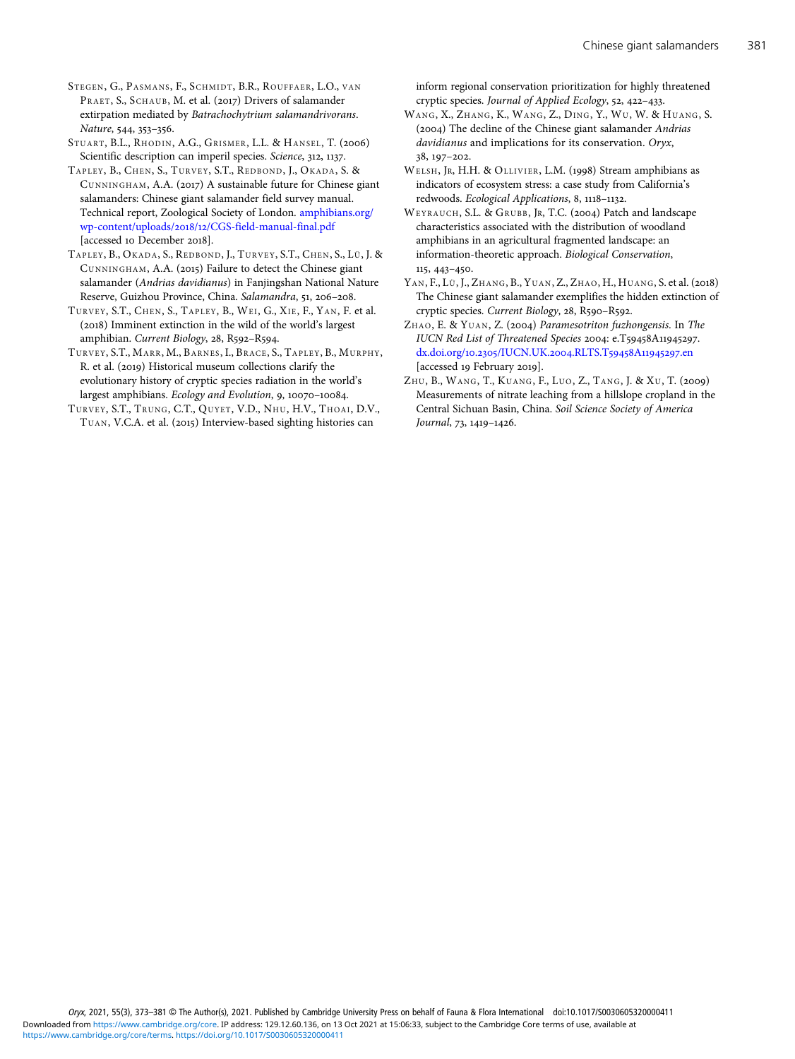Stegen, G., Pasmans, F., Schmidt, B.R., Rouffaer, L.O., van Praet, S., Schaub, M. et al. (2017) Drivers of salamander extirpation mediated by *Batrachochytrium salamandrivorans*. *Nature*, 544, 353–356.

Stuart, B.L., Rhodin, A.G., Grismer, L.L. & Hansel, T. (2006) Scientific description can imperil species. *Science*, 312, 1137.

Tapley, B., Chen, S., Turvey, S.T., Redbond, J., Okada, S. & Cunningham, A.A. (2017) A sustainable future for Chinese giant salamanders: Chinese giant salamander field survey manual. Technical report, Zoological Society of London. amphibians.org/wp-content/uploads/2018/12/CGS-field-manual-final.pdf [accessed 10 December 2018].

Tapley, B., Okada, S., Redbond, J., Turvey, S.T., Chen, S., Lü, J. & Cunningham, A.A. (2015) Failure to detect the Chinese giant salamander (*Andrias davidianus*) in Fanjingshan National Nature Reserve, Guizhou Province, China. *Salamandra*, 51, 206–208.

Turvey, S.T., Chen, S., Tapley, B., Wei, G., Xie, F., Yan, F. et al. (2018) Imminent extinction in the wild of the world's largest amphibian. *Current Biology*, 28, R592–R594.

Turvey, S.T., Marr, M., Barnes, I., Brace, S., Tapley, B., Murphy, R. et al. (2019) Historical museum collections clarify the evolutionary history of cryptic species radiation in the world's largest amphibians. *Ecology and Evolution*, 9, 10070–10084.

Turvey, S.T., Trung, C.T., Quyet, V.D., Nhu, H.V., Thoai, D.V., Tuan, V.C.A. et al. (2015) Interview-based sighting histories can inform regional conservation prioritization for highly threatened cryptic species. *Journal of Applied Ecology*, 52, 422–433.

Wang, X., Zhang, K., Wang, Z., Ding, Y., Wu, W. & Huang, S. (2004) The decline of the Chinese giant salamander *Andrias davidianus* and implications for its conservation. *Oryx*, 38, 197–202.

Welsh, Jr, H.H. & Ollivier, L.M. (1998) Stream amphibians as indicators of ecosystem stress: a case study from California's redwoods. *Ecological Applications*, 8, 1118–1132.

Weyrauch, S.L. & Grubb, Jr, T.C. (2004) Patch and landscape characteristics associated with the distribution of woodland amphibians in an agricultural fragmented landscape: an information-theoretic approach. *Biological Conservation*, 115, 443–450.

Yan, F., Lü, J., Zhang, B., Yuan, Z., Zhao, H., Huang, S. et al. (2018) The Chinese giant salamander exemplifies the hidden extinction of cryptic species. *Current Biology*, 28, R590–R592.

Zhao, E. & Yuan, Z. (2004) *Paramesotriton fuzhongensis*. In *The IUCN Red List of Threatened Species* 2004: e.T59458A11945297. dx.doi.org/10.2305/IUCN.UK.2004.RLTS.T59458A11945297.en [accessed 19 February 2019].

Zhu, B., Wang, T., Kuang, F., Luo, Z., Tang, J. & Xu, T. (2009) Measurements of nitrate leaching from a hillslope cropland in the Central Sichuan Basin, China. *Soil Science Society of America Journal*, 73, 1419–1426.